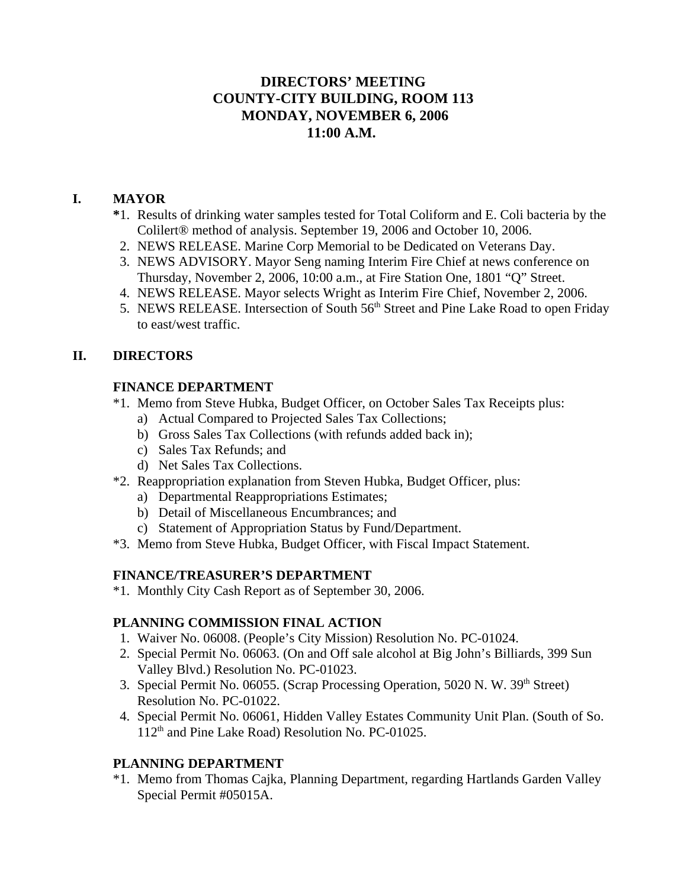# DIRECTORS' MEETING
# COUNTY-CITY BUILDING, ROOM 113
# MONDAY, NOVEMBER 6, 2006
# 11:00 A.M.

## I. MAYOR

*1. Results of drinking water samples tested for Total Coliform and E. Coli bacteria by the Colilert® method of analysis. September 19, 2006 and October 10, 2006.
2. NEWS RELEASE. Marine Corp Memorial to be Dedicated on Veterans Day.
3. NEWS ADVISORY. Mayor Seng naming Interim Fire Chief at news conference on Thursday, November 2, 2006, 10:00 a.m., at Fire Station One, 1801 "Q" Street.
4. NEWS RELEASE. Mayor selects Wright as Interim Fire Chief, November 2, 2006.
5. NEWS RELEASE. Intersection of South 56th Street and Pine Lake Road to open Friday to east/west traffic.

## II. DIRECTORS

### FINANCE DEPARTMENT

*1. Memo from Steve Hubka, Budget Officer, on October Sales Tax Receipts plus:
   a) Actual Compared to Projected Sales Tax Collections;
   b) Gross Sales Tax Collections (with refunds added back in);
   c) Sales Tax Refunds; and
   d) Net Sales Tax Collections.

*2. Reappropriation explanation from Steven Hubka, Budget Officer, plus:
   a) Departmental Reappropriations Estimates;
   b) Detail of Miscellaneous Encumbrances; and
   c) Statement of Appropriation Status by Fund/Department.

*3. Memo from Steve Hubka, Budget Officer, with Fiscal Impact Statement.

### FINANCE/TREASURER'S DEPARTMENT

*1. Monthly City Cash Report as of September 30, 2006.

### PLANNING COMMISSION FINAL ACTION

1. Waiver No. 06008. (People's City Mission) Resolution No. PC-01024.
2. Special Permit No. 06063. (On and Off sale alcohol at Big John's Billiards, 399 Sun Valley Blvd.) Resolution No. PC-01023.
3. Special Permit No. 06055. (Scrap Processing Operation, 5020 N. W. 39th Street) Resolution No. PC-01022.
4. Special Permit No. 06061, Hidden Valley Estates Community Unit Plan. (South of So. 112th and Pine Lake Road) Resolution No. PC-01025.

### PLANNING DEPARTMENT

*1. Memo from Thomas Cajka, Planning Department, regarding Hartlands Garden Valley Special Permit #05015A.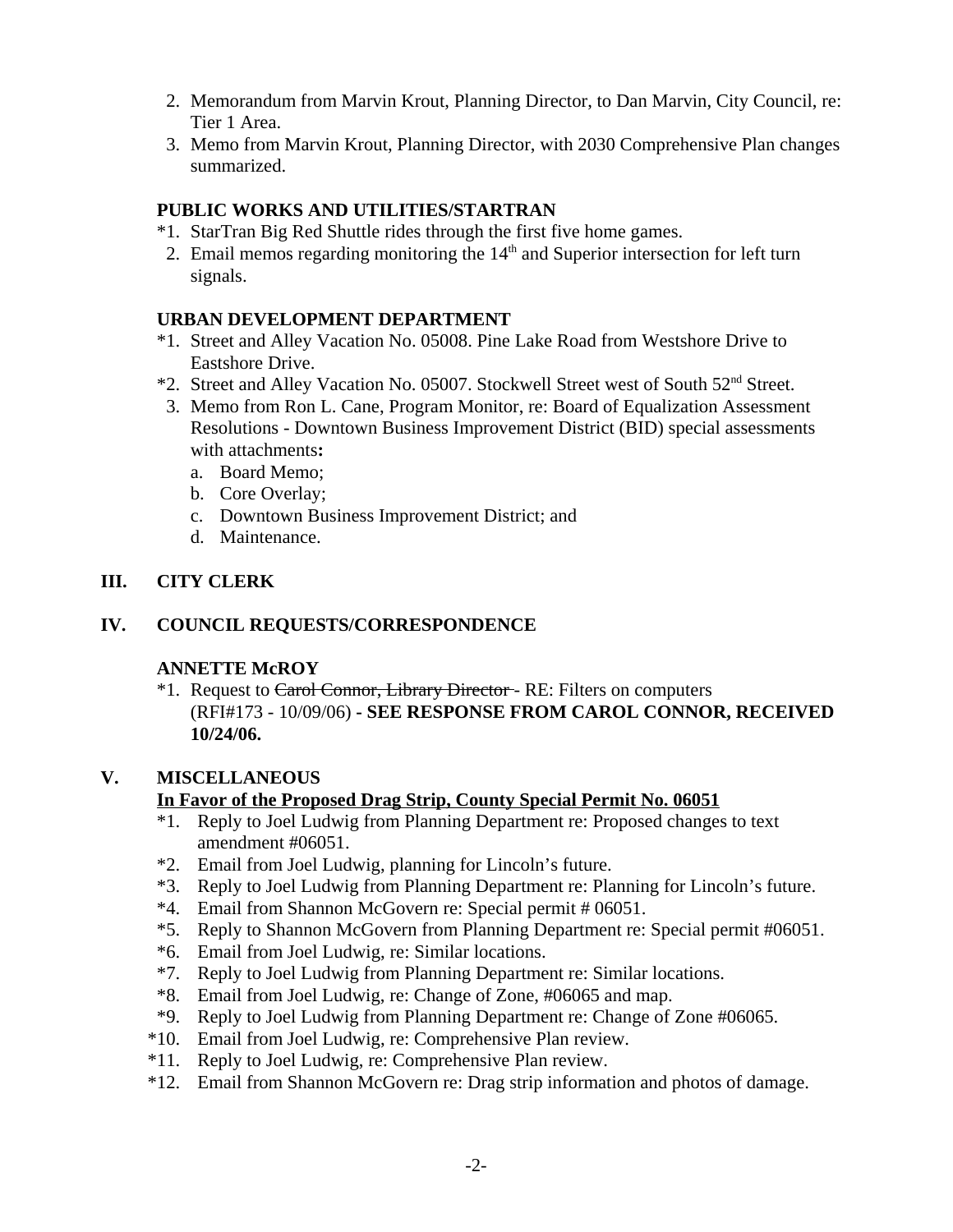2. Memorandum from Marvin Krout, Planning Director, to Dan Marvin, City Council, re: Tier 1 Area.
3. Memo from Marvin Krout, Planning Director, with 2030 Comprehensive Plan changes summarized.

**PUBLIC WORKS AND UTILITIES/STARTRAN**

*1. StarTran Big Red Shuttle rides through the first five home games.
2. Email memos regarding monitoring the 14th and Superior intersection for left turn signals.

**URBAN DEVELOPMENT DEPARTMENT**

*1. Street and Alley Vacation No. 05008. Pine Lake Road from Westshore Drive to Eastshore Drive.
*2. Street and Alley Vacation No. 05007. Stockwell Street west of South 52nd Street.
3. Memo from Ron L. Cane, Program Monitor, re: Board of Equalization Assessment Resolutions - Downtown Business Improvement District (BID) special assessments with attachments**:**
   a. Board Memo;
   b. Core Overlay;
   c. Downtown Business Improvement District; and
   d. Maintenance.

## III. CITY CLERK

## IV. COUNCIL REQUESTS/CORRESPONDENCE

**ANNETTE McROY**

*1. Request to ~~Carol Connor, Library Director~~ - RE: Filters on computers (RFI#173 - 10/09/06) **- SEE RESPONSE FROM CAROL CONNOR, RECEIVED 10/24/06.**

## V. MISCELLANEOUS

**<u>In Favor of the Proposed Drag Strip, County Special Permit No. 06051</u>**

*1. Reply to Joel Ludwig from Planning Department re: Proposed changes to text amendment #06051.
*2. Email from Joel Ludwig, planning for Lincoln's future.
*3. Reply to Joel Ludwig from Planning Department re: Planning for Lincoln's future.
*4. Email from Shannon McGovern re: Special permit # 06051.
*5. Reply to Shannon McGovern from Planning Department re: Special permit #06051.
*6. Email from Joel Ludwig, re: Similar locations.
*7. Reply to Joel Ludwig from Planning Department re: Similar locations.
*8. Email from Joel Ludwig, re: Change of Zone, #06065 and map.
*9. Reply to Joel Ludwig from Planning Department re: Change of Zone #06065.
*10. Email from Joel Ludwig, re: Comprehensive Plan review.
*11. Reply to Joel Ludwig, re: Comprehensive Plan review.
*12. Email from Shannon McGovern re: Drag strip information and photos of damage.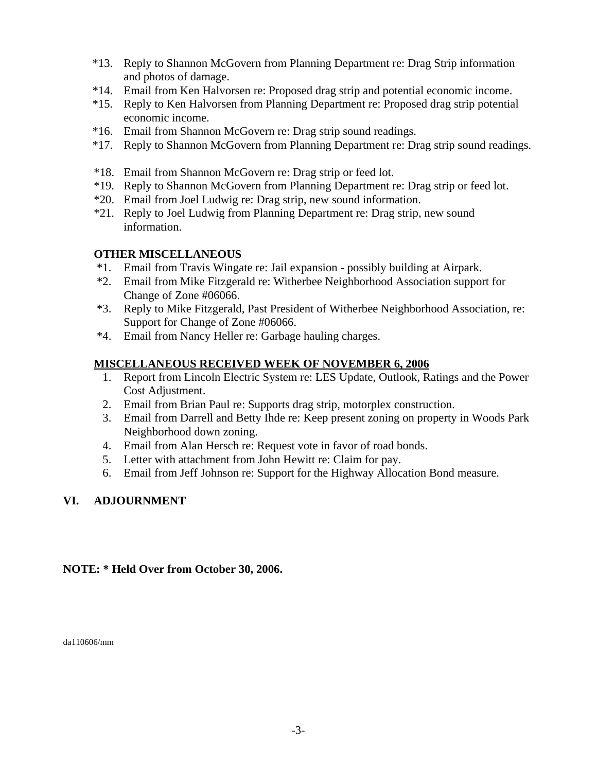*13. Reply to Shannon McGovern from Planning Department re: Drag Strip information and photos of damage.
*14. Email from Ken Halvorsen re: Proposed drag strip and potential economic income.
*15. Reply to Ken Halvorsen from Planning Department re: Proposed drag strip potential economic income.
*16. Email from Shannon McGovern re: Drag strip sound readings.
*17. Reply to Shannon McGovern from Planning Department re: Drag strip sound readings.

*18. Email from Shannon McGovern re: Drag strip or feed lot.
*19. Reply to Shannon McGovern from Planning Department re: Drag strip or feed lot.
*20. Email from Joel Ludwig re: Drag strip, new sound information.
*21. Reply to Joel Ludwig from Planning Department re: Drag strip, new sound information.

**OTHER MISCELLANEOUS**

*1. Email from Travis Wingate re: Jail expansion - possibly building at Airpark.
*2. Email from Mike Fitzgerald re: Witherbee Neighborhood Association support for Change of Zone #06066.
*3. Reply to Mike Fitzgerald, Past President of Witherbee Neighborhood Association, re: Support for Change of Zone #06066.
*4. Email from Nancy Heller re: Garbage hauling charges.

**MISCELLANEOUS RECEIVED WEEK OF NOVEMBER 6, 2006**

1. Report from Lincoln Electric System re: LES Update, Outlook, Ratings and the Power Cost Adjustment.
2. Email from Brian Paul re: Supports drag strip, motorplex construction.
3. Email from Darrell and Betty Ihde re: Keep present zoning on property in Woods Park Neighborhood down zoning.
4. Email from Alan Hersch re: Request vote in favor of road bonds.
5. Letter with attachment from John Hewitt re: Claim for pay.
6. Email from Jeff Johnson re: Support for the Highway Allocation Bond measure.

## VI. ADJOURNMENT

**NOTE: * Held Over from October 30, 2006.**

da110606/mm